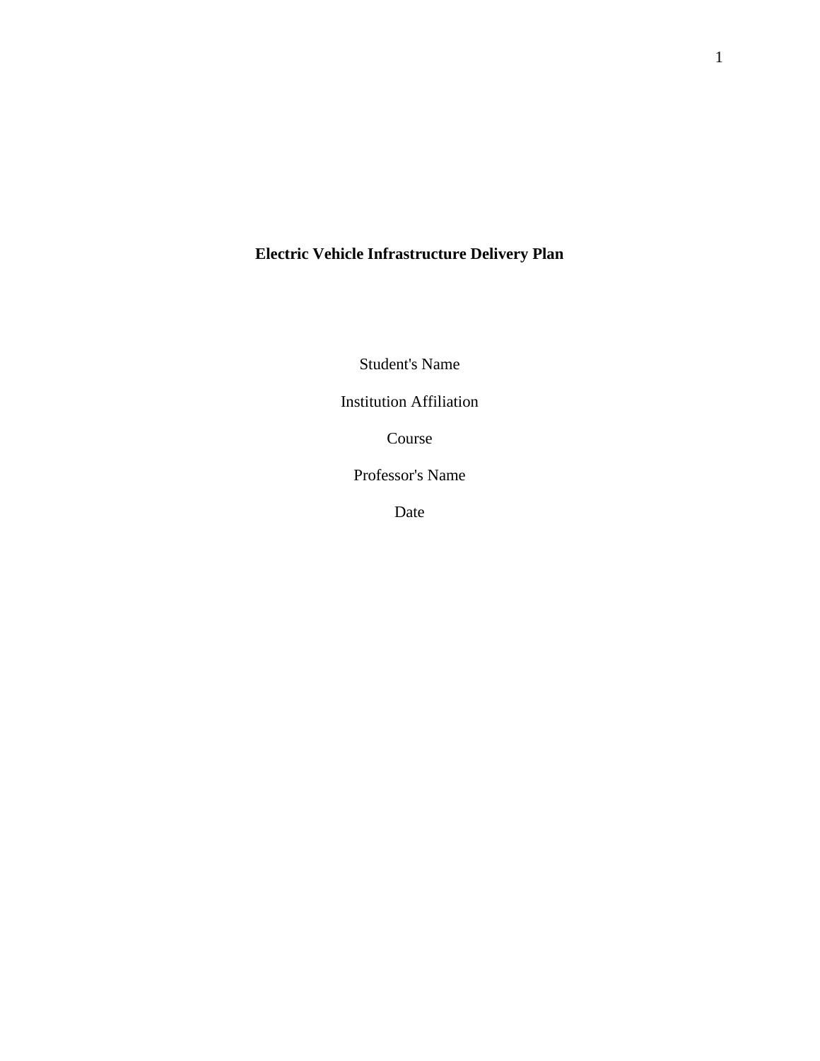# Electric Vehicle Infrastructure Delivery Plan

Student's Name

Institution Affiliation

Course

Professor's Name

Date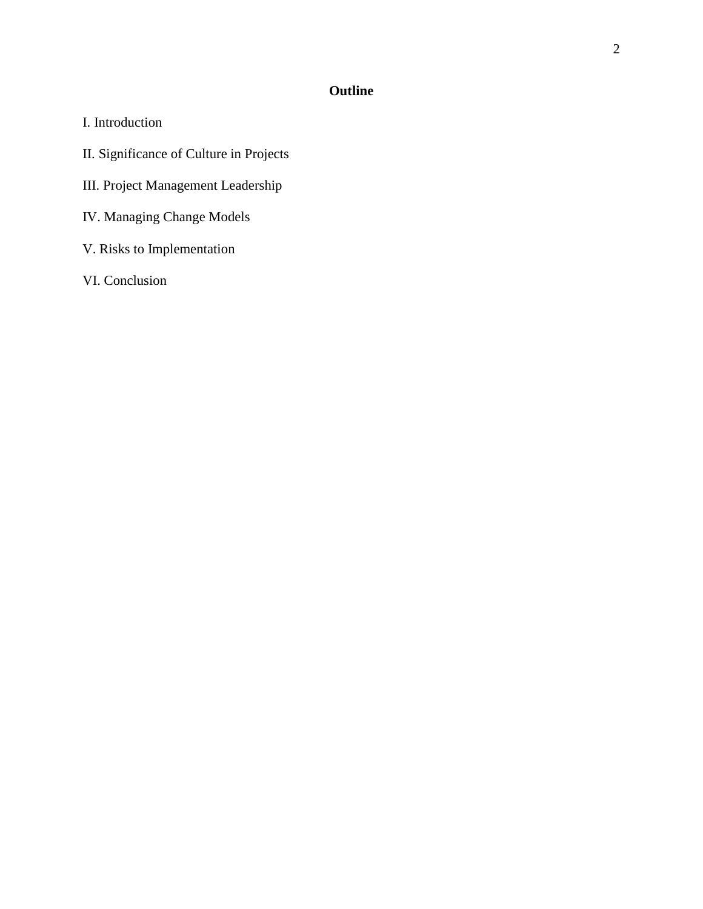# Outline

I. Introduction

II. Significance of Culture in Projects

III. Project Management Leadership

IV. Managing Change Models

V. Risks to Implementation

VI. Conclusion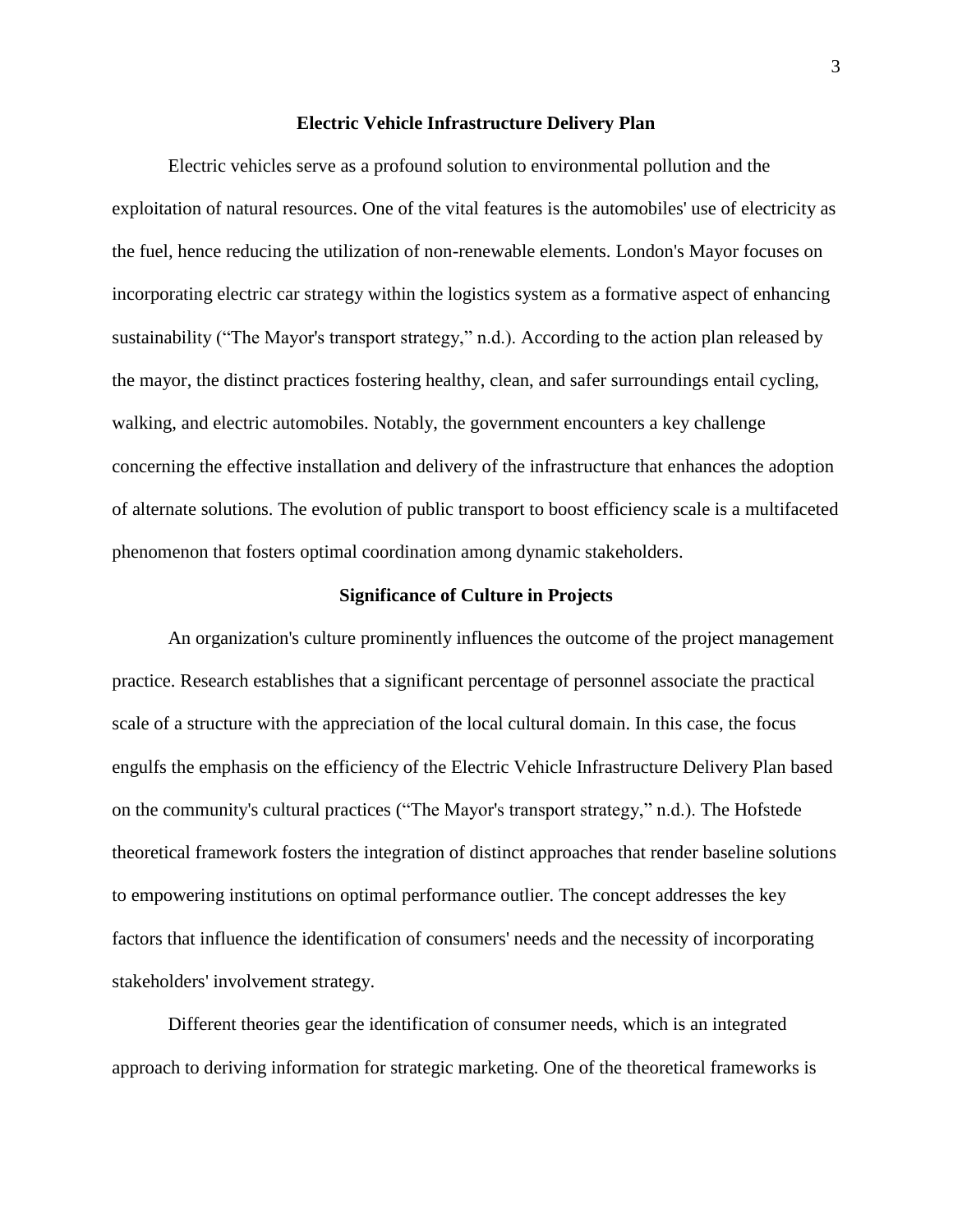## Electric Vehicle Infrastructure Delivery Plan

Electric vehicles serve as a profound solution to environmental pollution and the exploitation of natural resources. One of the vital features is the automobiles' use of electricity as the fuel, hence reducing the utilization of non-renewable elements. London's Mayor focuses on incorporating electric car strategy within the logistics system as a formative aspect of enhancing sustainability ("The Mayor's transport strategy," n.d.). According to the action plan released by the mayor, the distinct practices fostering healthy, clean, and safer surroundings entail cycling, walking, and electric automobiles. Notably, the government encounters a key challenge concerning the effective installation and delivery of the infrastructure that enhances the adoption of alternate solutions. The evolution of public transport to boost efficiency scale is a multifaceted phenomenon that fosters optimal coordination among dynamic stakeholders.

## Significance of Culture in Projects

An organization's culture prominently influences the outcome of the project management practice. Research establishes that a significant percentage of personnel associate the practical scale of a structure with the appreciation of the local cultural domain. In this case, the focus engulfs the emphasis on the efficiency of the Electric Vehicle Infrastructure Delivery Plan based on the community's cultural practices ("The Mayor's transport strategy," n.d.). The Hofstede theoretical framework fosters the integration of distinct approaches that render baseline solutions to empowering institutions on optimal performance outlier. The concept addresses the key factors that influence the identification of consumers' needs and the necessity of incorporating stakeholders' involvement strategy.

Different theories gear the identification of consumer needs, which is an integrated approach to deriving information for strategic marketing. One of the theoretical frameworks is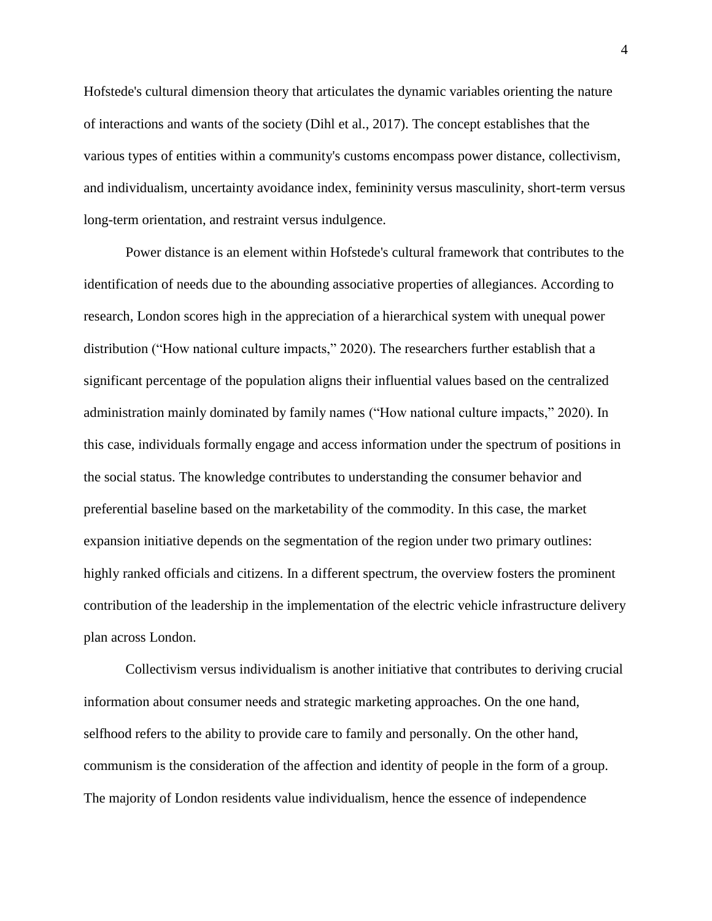Hofstede's cultural dimension theory that articulates the dynamic variables orienting the nature of interactions and wants of the society (Dihl et al., 2017). The concept establishes that the various types of entities within a community's customs encompass power distance, collectivism, and individualism, uncertainty avoidance index, femininity versus masculinity, short-term versus long-term orientation, and restraint versus indulgence.

Power distance is an element within Hofstede's cultural framework that contributes to the identification of needs due to the abounding associative properties of allegiances. According to research, London scores high in the appreciation of a hierarchical system with unequal power distribution ("How national culture impacts," 2020). The researchers further establish that a significant percentage of the population aligns their influential values based on the centralized administration mainly dominated by family names ("How national culture impacts," 2020). In this case, individuals formally engage and access information under the spectrum of positions in the social status. The knowledge contributes to understanding the consumer behavior and preferential baseline based on the marketability of the commodity. In this case, the market expansion initiative depends on the segmentation of the region under two primary outlines: highly ranked officials and citizens. In a different spectrum, the overview fosters the prominent contribution of the leadership in the implementation of the electric vehicle infrastructure delivery plan across London.

Collectivism versus individualism is another initiative that contributes to deriving crucial information about consumer needs and strategic marketing approaches. On the one hand, selfhood refers to the ability to provide care to family and personally. On the other hand, communism is the consideration of the affection and identity of people in the form of a group. The majority of London residents value individualism, hence the essence of independence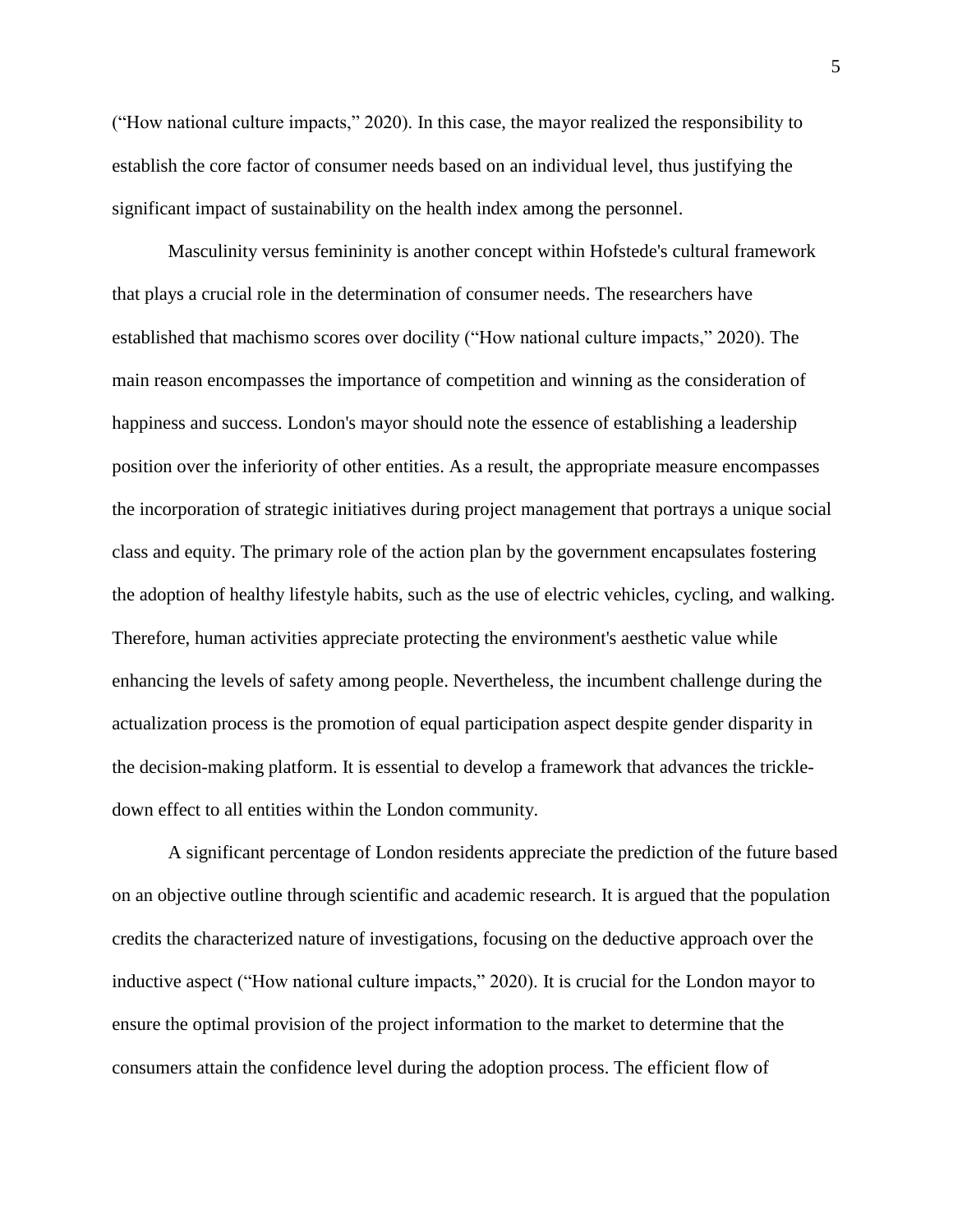("How national culture impacts," 2020). In this case, the mayor realized the responsibility to establish the core factor of consumer needs based on an individual level, thus justifying the significant impact of sustainability on the health index among the personnel.

Masculinity versus femininity is another concept within Hofstede's cultural framework that plays a crucial role in the determination of consumer needs. The researchers have established that machismo scores over docility ("How national culture impacts," 2020). The main reason encompasses the importance of competition and winning as the consideration of happiness and success. London's mayor should note the essence of establishing a leadership position over the inferiority of other entities. As a result, the appropriate measure encompasses the incorporation of strategic initiatives during project management that portrays a unique social class and equity. The primary role of the action plan by the government encapsulates fostering the adoption of healthy lifestyle habits, such as the use of electric vehicles, cycling, and walking. Therefore, human activities appreciate protecting the environment's aesthetic value while enhancing the levels of safety among people. Nevertheless, the incumbent challenge during the actualization process is the promotion of equal participation aspect despite gender disparity in the decision-making platform. It is essential to develop a framework that advances the trickle-down effect to all entities within the London community.

A significant percentage of London residents appreciate the prediction of the future based on an objective outline through scientific and academic research. It is argued that the population credits the characterized nature of investigations, focusing on the deductive approach over the inductive aspect ("How national culture impacts," 2020). It is crucial for the London mayor to ensure the optimal provision of the project information to the market to determine that the consumers attain the confidence level during the adoption process. The efficient flow of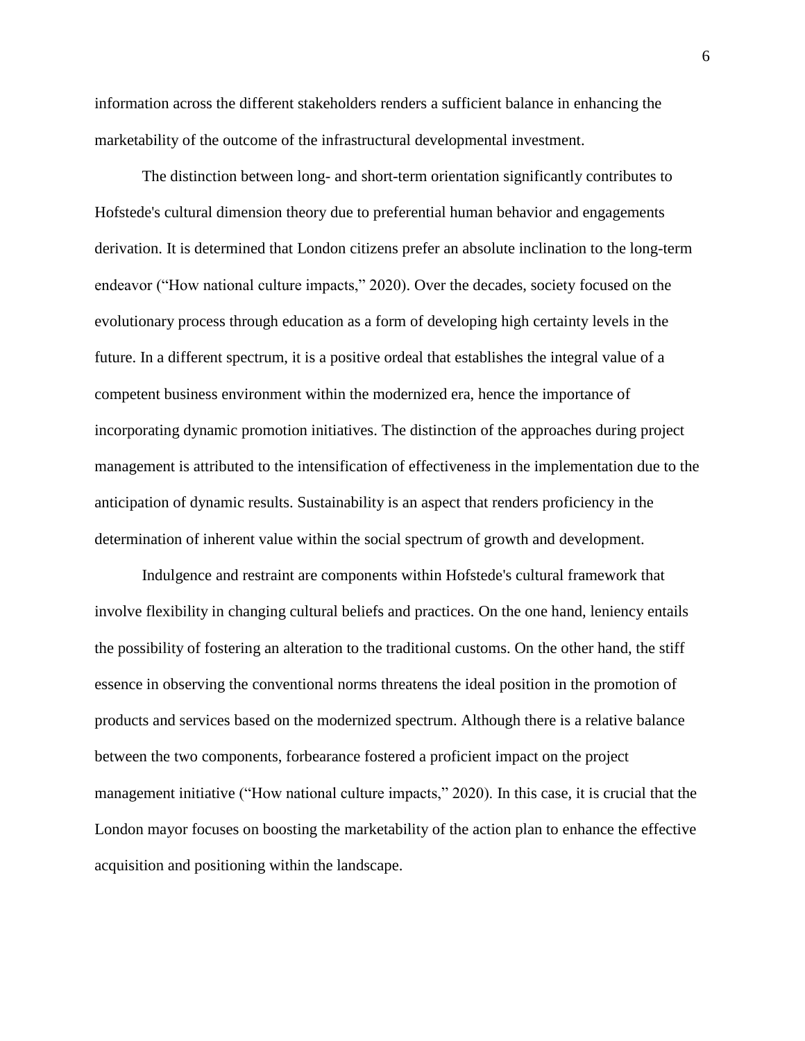information across the different stakeholders renders a sufficient balance in enhancing the marketability of the outcome of the infrastructural developmental investment.

The distinction between long- and short-term orientation significantly contributes to Hofstede's cultural dimension theory due to preferential human behavior and engagements derivation. It is determined that London citizens prefer an absolute inclination to the long-term endeavor ("How national culture impacts," 2020). Over the decades, society focused on the evolutionary process through education as a form of developing high certainty levels in the future. In a different spectrum, it is a positive ordeal that establishes the integral value of a competent business environment within the modernized era, hence the importance of incorporating dynamic promotion initiatives. The distinction of the approaches during project management is attributed to the intensification of effectiveness in the implementation due to the anticipation of dynamic results. Sustainability is an aspect that renders proficiency in the determination of inherent value within the social spectrum of growth and development.

Indulgence and restraint are components within Hofstede's cultural framework that involve flexibility in changing cultural beliefs and practices. On the one hand, leniency entails the possibility of fostering an alteration to the traditional customs. On the other hand, the stiff essence in observing the conventional norms threatens the ideal position in the promotion of products and services based on the modernized spectrum. Although there is a relative balance between the two components, forbearance fostered a proficient impact on the project management initiative ("How national culture impacts," 2020). In this case, it is crucial that the London mayor focuses on boosting the marketability of the action plan to enhance the effective acquisition and positioning within the landscape.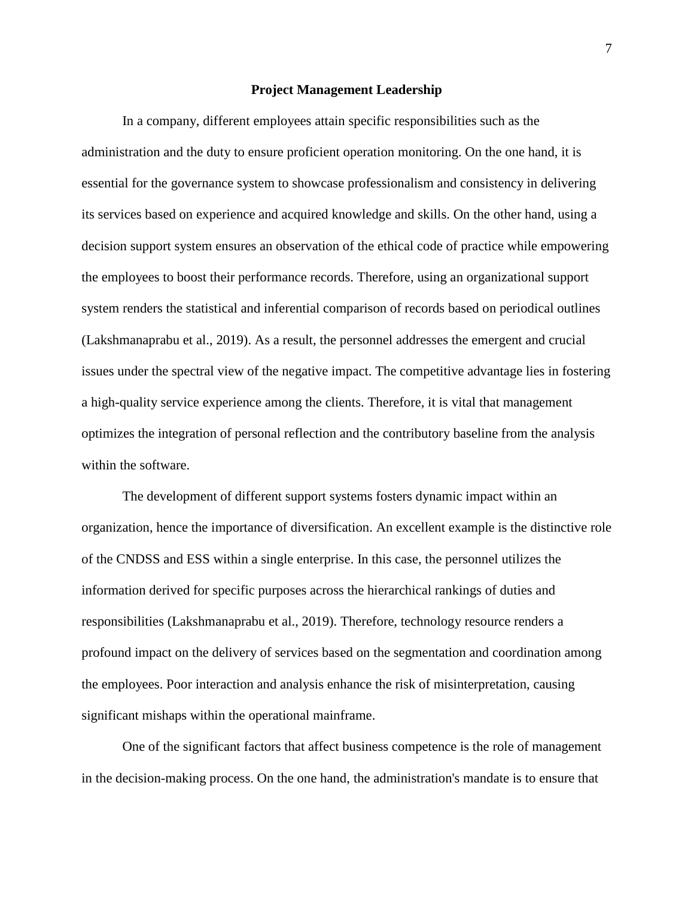## Project Management Leadership

In a company, different employees attain specific responsibilities such as the administration and the duty to ensure proficient operation monitoring. On the one hand, it is essential for the governance system to showcase professionalism and consistency in delivering its services based on experience and acquired knowledge and skills. On the other hand, using a decision support system ensures an observation of the ethical code of practice while empowering the employees to boost their performance records. Therefore, using an organizational support system renders the statistical and inferential comparison of records based on periodical outlines (Lakshmanaprabu et al., 2019). As a result, the personnel addresses the emergent and crucial issues under the spectral view of the negative impact. The competitive advantage lies in fostering a high-quality service experience among the clients. Therefore, it is vital that management optimizes the integration of personal reflection and the contributory baseline from the analysis within the software.

The development of different support systems fosters dynamic impact within an organization, hence the importance of diversification. An excellent example is the distinctive role of the CNDSS and ESS within a single enterprise. In this case, the personnel utilizes the information derived for specific purposes across the hierarchical rankings of duties and responsibilities (Lakshmanaprabu et al., 2019). Therefore, technology resource renders a profound impact on the delivery of services based on the segmentation and coordination among the employees. Poor interaction and analysis enhance the risk of misinterpretation, causing significant mishaps within the operational mainframe.

One of the significant factors that affect business competence is the role of management in the decision-making process. On the one hand, the administration's mandate is to ensure that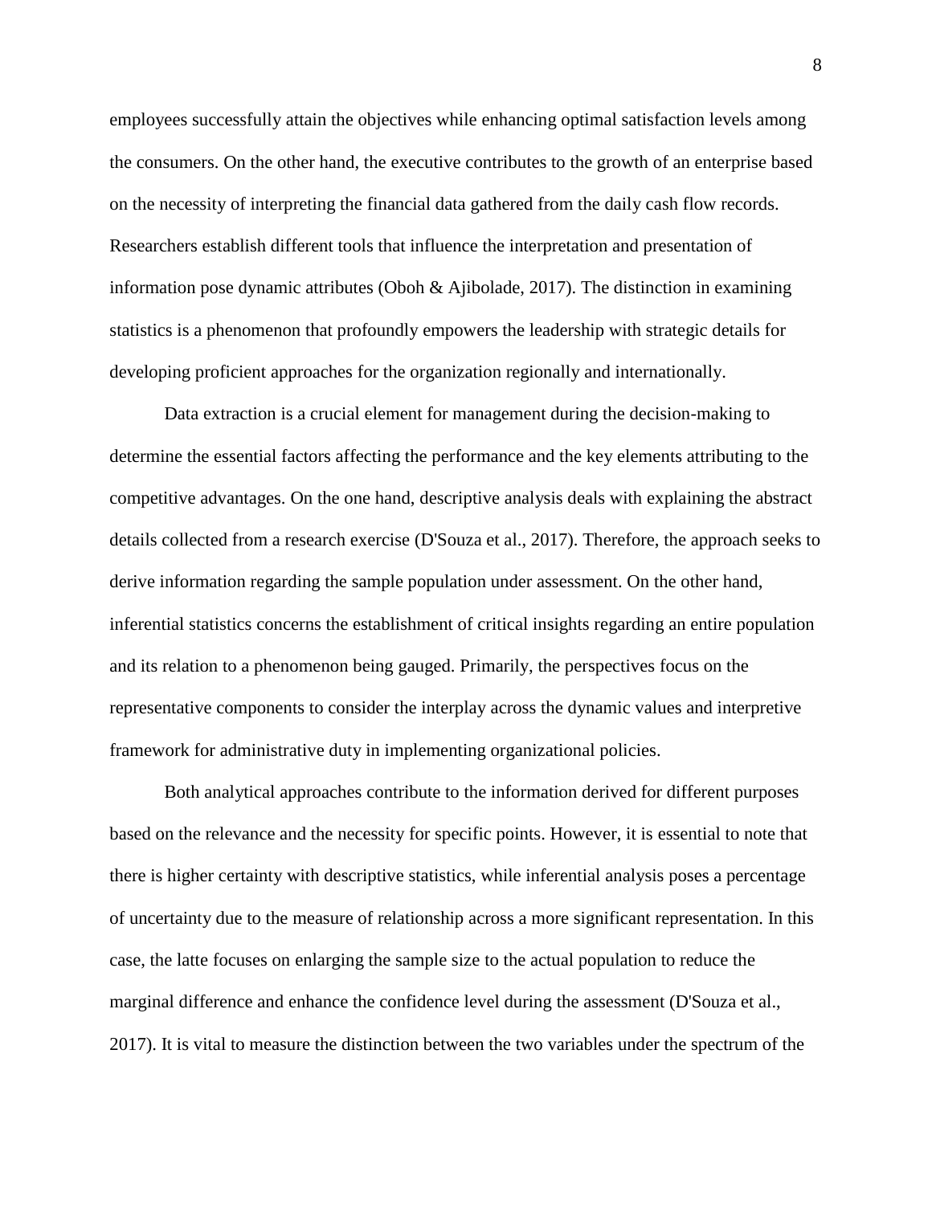employees successfully attain the objectives while enhancing optimal satisfaction levels among the consumers. On the other hand, the executive contributes to the growth of an enterprise based on the necessity of interpreting the financial data gathered from the daily cash flow records. Researchers establish different tools that influence the interpretation and presentation of information pose dynamic attributes (Oboh & Ajibolade, 2017). The distinction in examining statistics is a phenomenon that profoundly empowers the leadership with strategic details for developing proficient approaches for the organization regionally and internationally.

Data extraction is a crucial element for management during the decision-making to determine the essential factors affecting the performance and the key elements attributing to the competitive advantages. On the one hand, descriptive analysis deals with explaining the abstract details collected from a research exercise (D'Souza et al., 2017). Therefore, the approach seeks to derive information regarding the sample population under assessment. On the other hand, inferential statistics concerns the establishment of critical insights regarding an entire population and its relation to a phenomenon being gauged. Primarily, the perspectives focus on the representative components to consider the interplay across the dynamic values and interpretive framework for administrative duty in implementing organizational policies.

Both analytical approaches contribute to the information derived for different purposes based on the relevance and the necessity for specific points. However, it is essential to note that there is higher certainty with descriptive statistics, while inferential analysis poses a percentage of uncertainty due to the measure of relationship across a more significant representation. In this case, the latte focuses on enlarging the sample size to the actual population to reduce the marginal difference and enhance the confidence level during the assessment (D'Souza et al., 2017). It is vital to measure the distinction between the two variables under the spectrum of the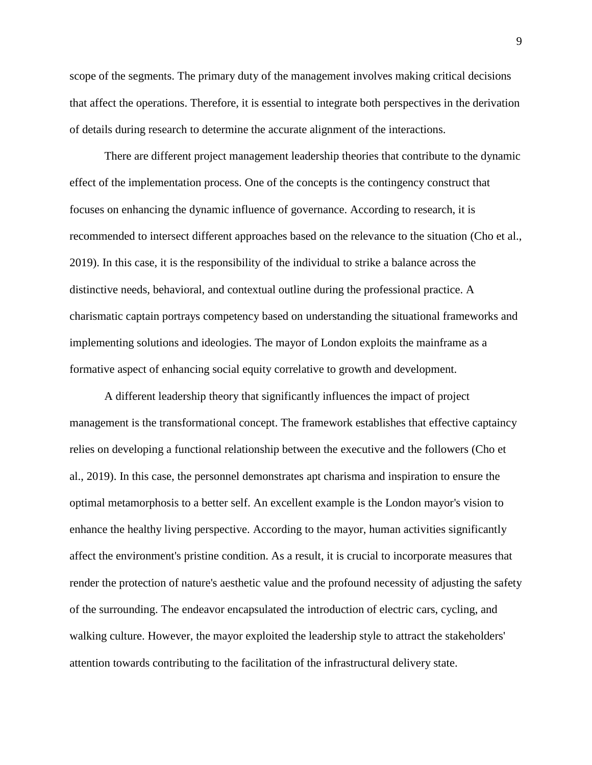scope of the segments. The primary duty of the management involves making critical decisions that affect the operations. Therefore, it is essential to integrate both perspectives in the derivation of details during research to determine the accurate alignment of the interactions.

There are different project management leadership theories that contribute to the dynamic effect of the implementation process. One of the concepts is the contingency construct that focuses on enhancing the dynamic influence of governance. According to research, it is recommended to intersect different approaches based on the relevance to the situation (Cho et al., 2019). In this case, it is the responsibility of the individual to strike a balance across the distinctive needs, behavioral, and contextual outline during the professional practice. A charismatic captain portrays competency based on understanding the situational frameworks and implementing solutions and ideologies. The mayor of London exploits the mainframe as a formative aspect of enhancing social equity correlative to growth and development.

A different leadership theory that significantly influences the impact of project management is the transformational concept. The framework establishes that effective captaincy relies on developing a functional relationship between the executive and the followers (Cho et al., 2019). In this case, the personnel demonstrates apt charisma and inspiration to ensure the optimal metamorphosis to a better self. An excellent example is the London mayor's vision to enhance the healthy living perspective. According to the mayor, human activities significantly affect the environment's pristine condition. As a result, it is crucial to incorporate measures that render the protection of nature's aesthetic value and the profound necessity of adjusting the safety of the surrounding. The endeavor encapsulated the introduction of electric cars, cycling, and walking culture. However, the mayor exploited the leadership style to attract the stakeholders' attention towards contributing to the facilitation of the infrastructural delivery state.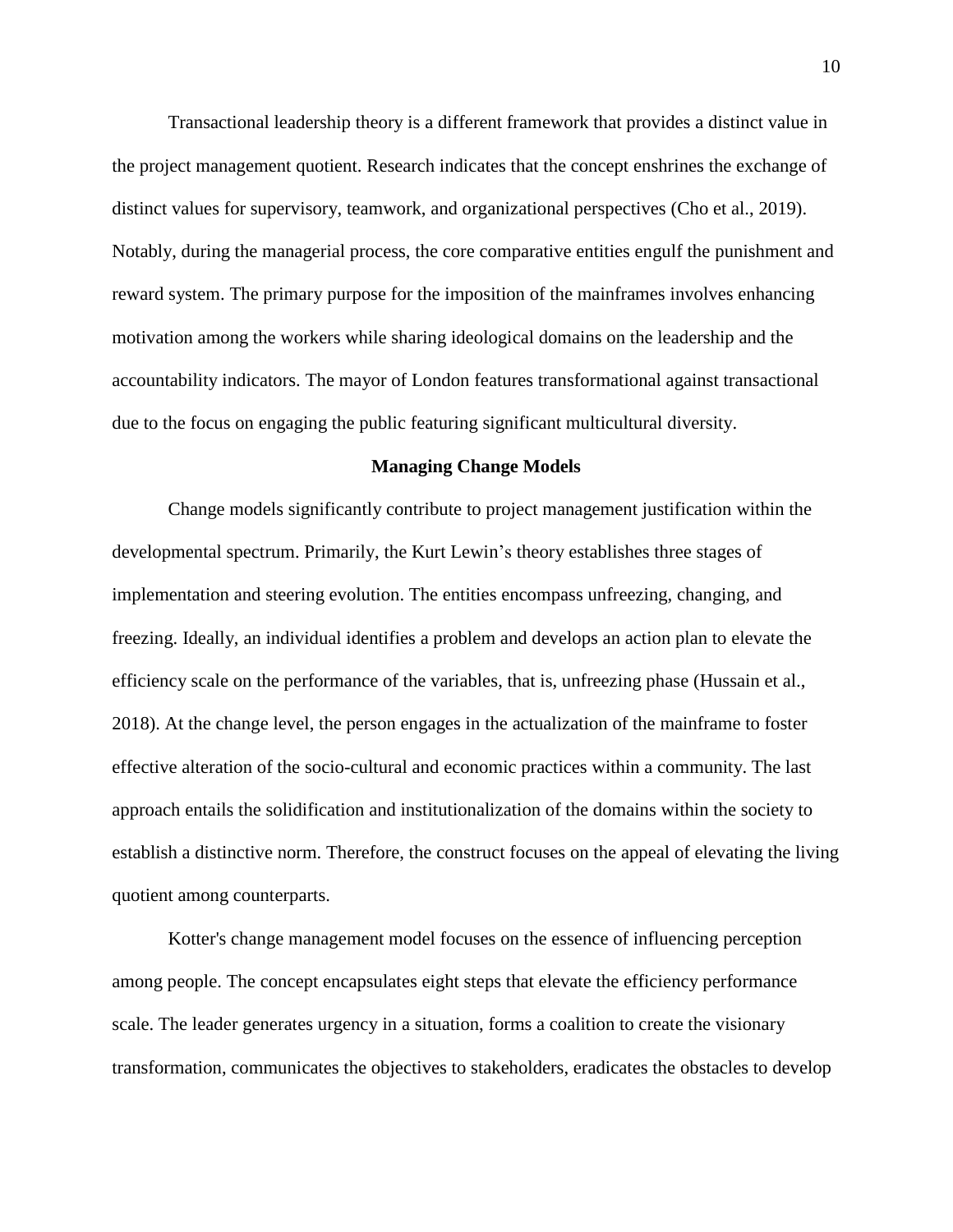Transactional leadership theory is a different framework that provides a distinct value in the project management quotient. Research indicates that the concept enshrines the exchange of distinct values for supervisory, teamwork, and organizational perspectives (Cho et al., 2019). Notably, during the managerial process, the core comparative entities engulf the punishment and reward system. The primary purpose for the imposition of the mainframes involves enhancing motivation among the workers while sharing ideological domains on the leadership and the accountability indicators. The mayor of London features transformational against transactional due to the focus on engaging the public featuring significant multicultural diversity.

## Managing Change Models

Change models significantly contribute to project management justification within the developmental spectrum. Primarily, the Kurt Lewin's theory establishes three stages of implementation and steering evolution. The entities encompass unfreezing, changing, and freezing. Ideally, an individual identifies a problem and develops an action plan to elevate the efficiency scale on the performance of the variables, that is, unfreezing phase (Hussain et al., 2018). At the change level, the person engages in the actualization of the mainframe to foster effective alteration of the socio-cultural and economic practices within a community. The last approach entails the solidification and institutionalization of the domains within the society to establish a distinctive norm. Therefore, the construct focuses on the appeal of elevating the living quotient among counterparts.

Kotter's change management model focuses on the essence of influencing perception among people. The concept encapsulates eight steps that elevate the efficiency performance scale. The leader generates urgency in a situation, forms a coalition to create the visionary transformation, communicates the objectives to stakeholders, eradicates the obstacles to develop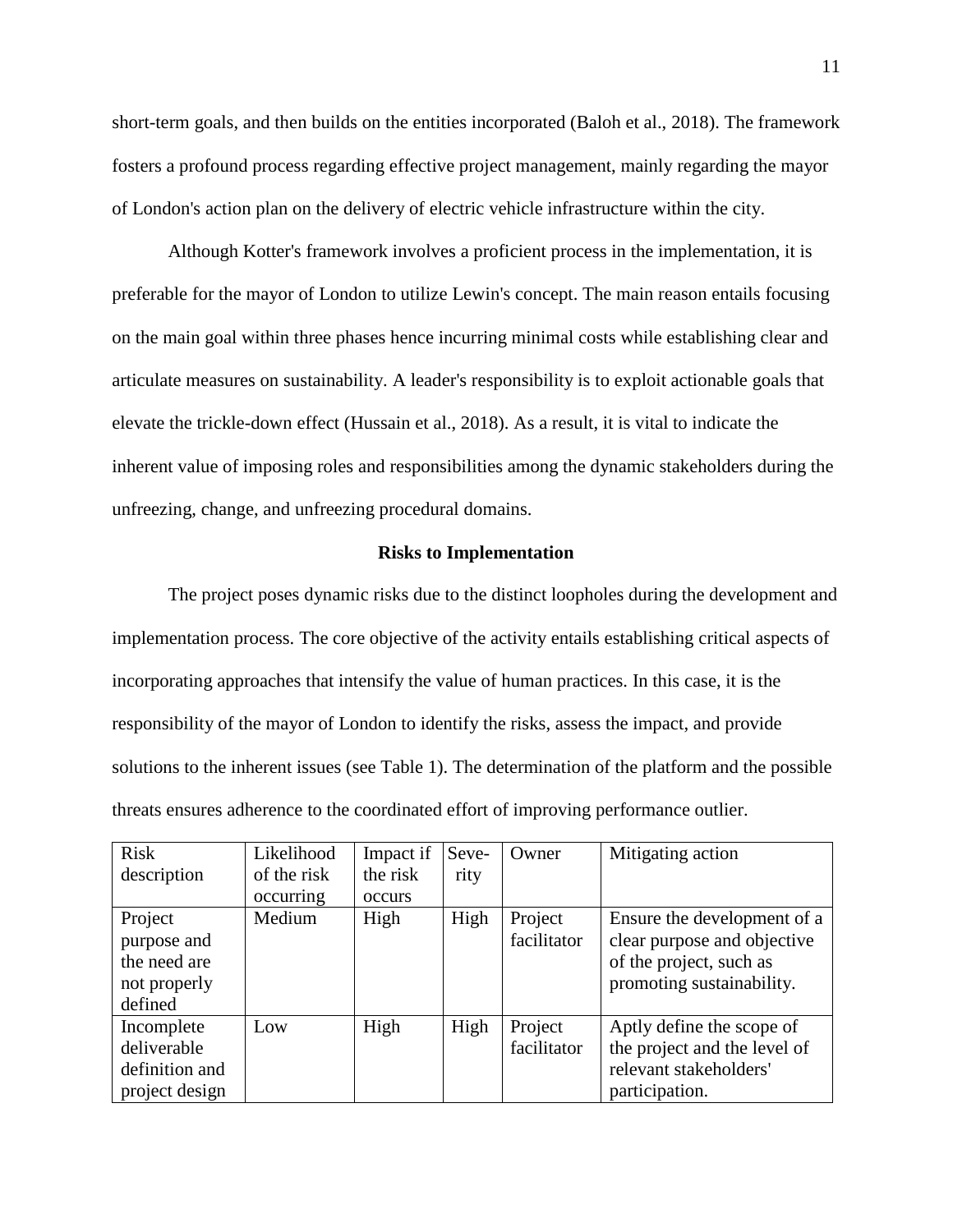short-term goals, and then builds on the entities incorporated (Baloh et al., 2018). The framework fosters a profound process regarding effective project management, mainly regarding the mayor of London's action plan on the delivery of electric vehicle infrastructure within the city.

Although Kotter's framework involves a proficient process in the implementation, it is preferable for the mayor of London to utilize Lewin's concept. The main reason entails focusing on the main goal within three phases hence incurring minimal costs while establishing clear and articulate measures on sustainability. A leader's responsibility is to exploit actionable goals that elevate the trickle-down effect (Hussain et al., 2018). As a result, it is vital to indicate the inherent value of imposing roles and responsibilities among the dynamic stakeholders during the unfreezing, change, and unfreezing procedural domains.

## Risks to Implementation

The project poses dynamic risks due to the distinct loopholes during the development and implementation process. The core objective of the activity entails establishing critical aspects of incorporating approaches that intensify the value of human practices. In this case, it is the responsibility of the mayor of London to identify the risks, assess the impact, and provide solutions to the inherent issues (see Table 1). The determination of the platform and the possible threats ensures adherence to the coordinated effort of improving performance outlier.

| Risk description | Likelihood of the risk occurring | Impact if the risk occurs | Severity | Owner | Mitigating action |
|---|---|---|---|---|---|
| Project purpose and the need are not properly defined | Medium | High | High | Project facilitator | Ensure the development of a clear purpose and objective of the project, such as promoting sustainability. |
| Incomplete deliverable definition and project design | Low | High | High | Project facilitator | Aptly define the scope of the project and the level of relevant stakeholders' participation. |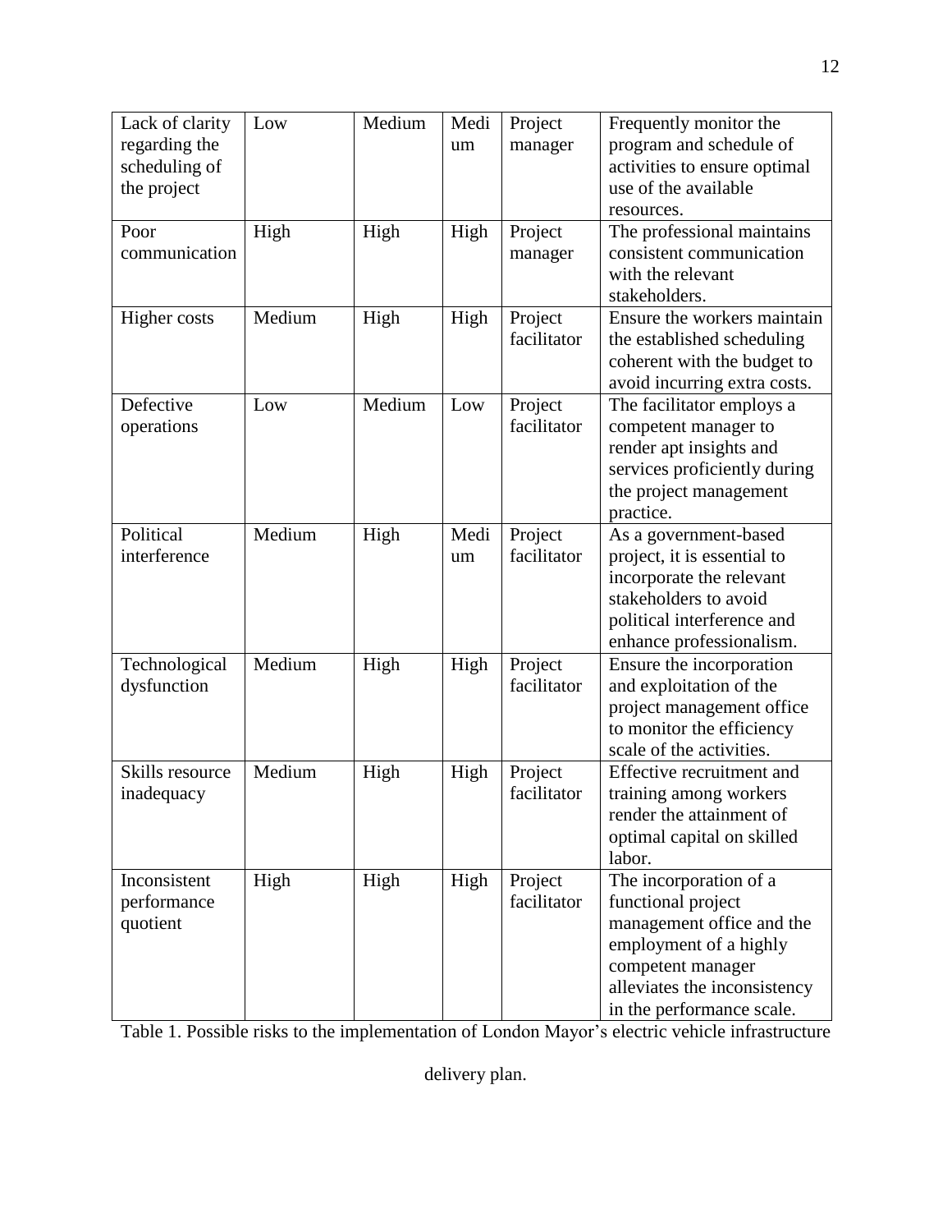| Lack of clarity regarding the scheduling of the project | Low | Medium | Medium | Project manager | Frequently monitor the program and schedule of activities to ensure optimal use of the available resources. |
|---|---|---|---|---|---|
| Poor communication | High | High | High | Project manager | The professional maintains consistent communication with the relevant stakeholders. |
| Higher costs | Medium | High | High | Project facilitator | Ensure the workers maintain the established scheduling coherent with the budget to avoid incurring extra costs. |
| Defective operations | Low | Medium | Low | Project facilitator | The facilitator employs a competent manager to render apt insights and services proficiently during the project management practice. |
| Political interference | Medium | High | Medium | Project facilitator | As a government-based project, it is essential to incorporate the relevant stakeholders to avoid political interference and enhance professionalism. |
| Technological dysfunction | Medium | High | High | Project facilitator | Ensure the incorporation and exploitation of the project management office to monitor the efficiency scale of the activities. |
| Skills resource inadequacy | Medium | High | High | Project facilitator | Effective recruitment and training among workers render the attainment of optimal capital on skilled labor. |
| Inconsistent performance quotient | High | High | High | Project facilitator | The incorporation of a functional project management office and the employment of a highly competent manager alleviates the inconsistency in the performance scale. |

Table 1. Possible risks to the implementation of London Mayor's electric vehicle infrastructure delivery plan.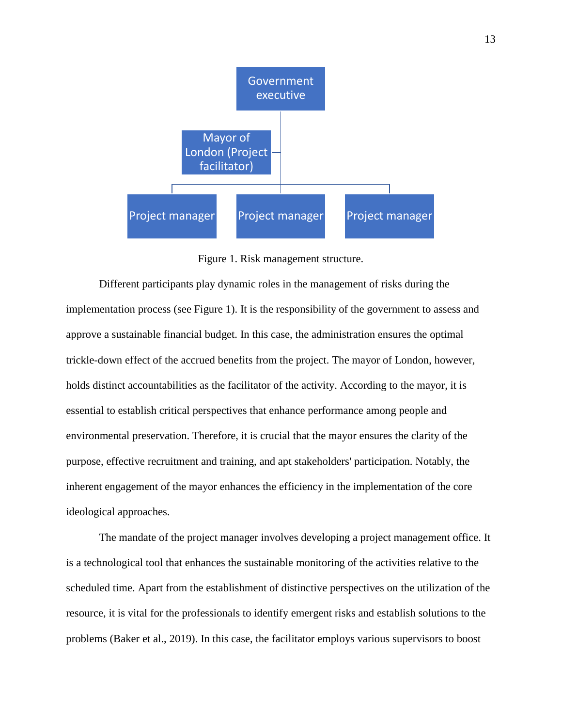Figure 1. Risk management structure.

Different participants play dynamic roles in the management of risks during the implementation process (see Figure 1). It is the responsibility of the government to assess and approve a sustainable financial budget. In this case, the administration ensures the optimal trickle-down effect of the accrued benefits from the project. The mayor of London, however, holds distinct accountabilities as the facilitator of the activity. According to the mayor, it is essential to establish critical perspectives that enhance performance among people and environmental preservation. Therefore, it is crucial that the mayor ensures the clarity of the purpose, effective recruitment and training, and apt stakeholders' participation. Notably, the inherent engagement of the mayor enhances the efficiency in the implementation of the core ideological approaches.

The mandate of the project manager involves developing a project management office. It is a technological tool that enhances the sustainable monitoring of the activities relative to the scheduled time. Apart from the establishment of distinctive perspectives on the utilization of the resource, it is vital for the professionals to identify emergent risks and establish solutions to the problems (Baker et al., 2019). In this case, the facilitator employs various supervisors to boost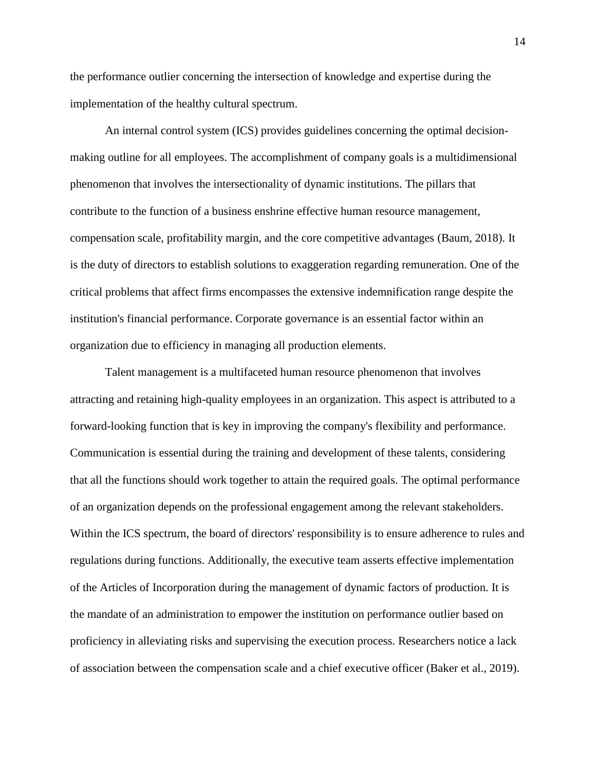the performance outlier concerning the intersection of knowledge and expertise during the implementation of the healthy cultural spectrum.

An internal control system (ICS) provides guidelines concerning the optimal decision-making outline for all employees. The accomplishment of company goals is a multidimensional phenomenon that involves the intersectionality of dynamic institutions. The pillars that contribute to the function of a business enshrine effective human resource management, compensation scale, profitability margin, and the core competitive advantages (Baum, 2018). It is the duty of directors to establish solutions to exaggeration regarding remuneration. One of the critical problems that affect firms encompasses the extensive indemnification range despite the institution's financial performance. Corporate governance is an essential factor within an organization due to efficiency in managing all production elements.

Talent management is a multifaceted human resource phenomenon that involves attracting and retaining high-quality employees in an organization. This aspect is attributed to a forward-looking function that is key in improving the company's flexibility and performance. Communication is essential during the training and development of these talents, considering that all the functions should work together to attain the required goals. The optimal performance of an organization depends on the professional engagement among the relevant stakeholders. Within the ICS spectrum, the board of directors' responsibility is to ensure adherence to rules and regulations during functions. Additionally, the executive team asserts effective implementation of the Articles of Incorporation during the management of dynamic factors of production. It is the mandate of an administration to empower the institution on performance outlier based on proficiency in alleviating risks and supervising the execution process. Researchers notice a lack of association between the compensation scale and a chief executive officer (Baker et al., 2019).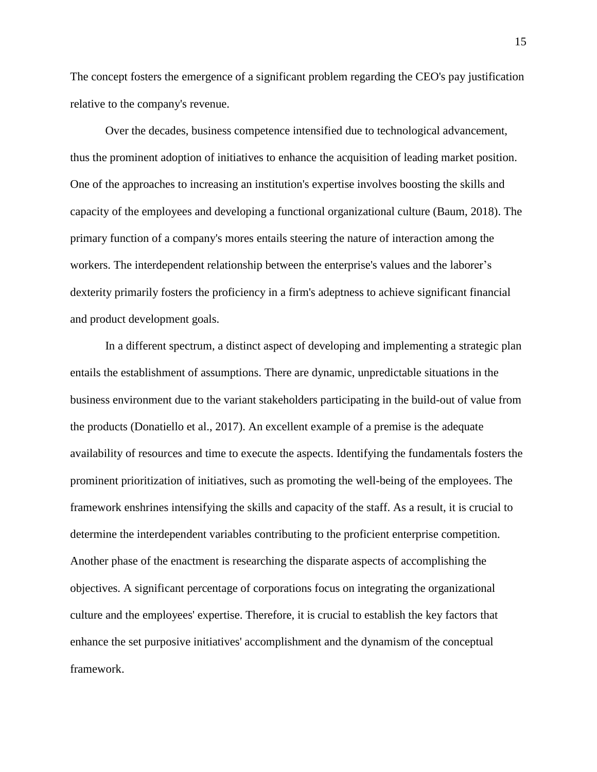The concept fosters the emergence of a significant problem regarding the CEO's pay justification relative to the company's revenue.

Over the decades, business competence intensified due to technological advancement, thus the prominent adoption of initiatives to enhance the acquisition of leading market position. One of the approaches to increasing an institution's expertise involves boosting the skills and capacity of the employees and developing a functional organizational culture (Baum, 2018). The primary function of a company's mores entails steering the nature of interaction among the workers. The interdependent relationship between the enterprise's values and the laborer's dexterity primarily fosters the proficiency in a firm's adeptness to achieve significant financial and product development goals.

In a different spectrum, a distinct aspect of developing and implementing a strategic plan entails the establishment of assumptions. There are dynamic, unpredictable situations in the business environment due to the variant stakeholders participating in the build-out of value from the products (Donatiello et al., 2017). An excellent example of a premise is the adequate availability of resources and time to execute the aspects. Identifying the fundamentals fosters the prominent prioritization of initiatives, such as promoting the well-being of the employees. The framework enshrines intensifying the skills and capacity of the staff. As a result, it is crucial to determine the interdependent variables contributing to the proficient enterprise competition. Another phase of the enactment is researching the disparate aspects of accomplishing the objectives. A significant percentage of corporations focus on integrating the organizational culture and the employees' expertise. Therefore, it is crucial to establish the key factors that enhance the set purposive initiatives' accomplishment and the dynamism of the conceptual framework.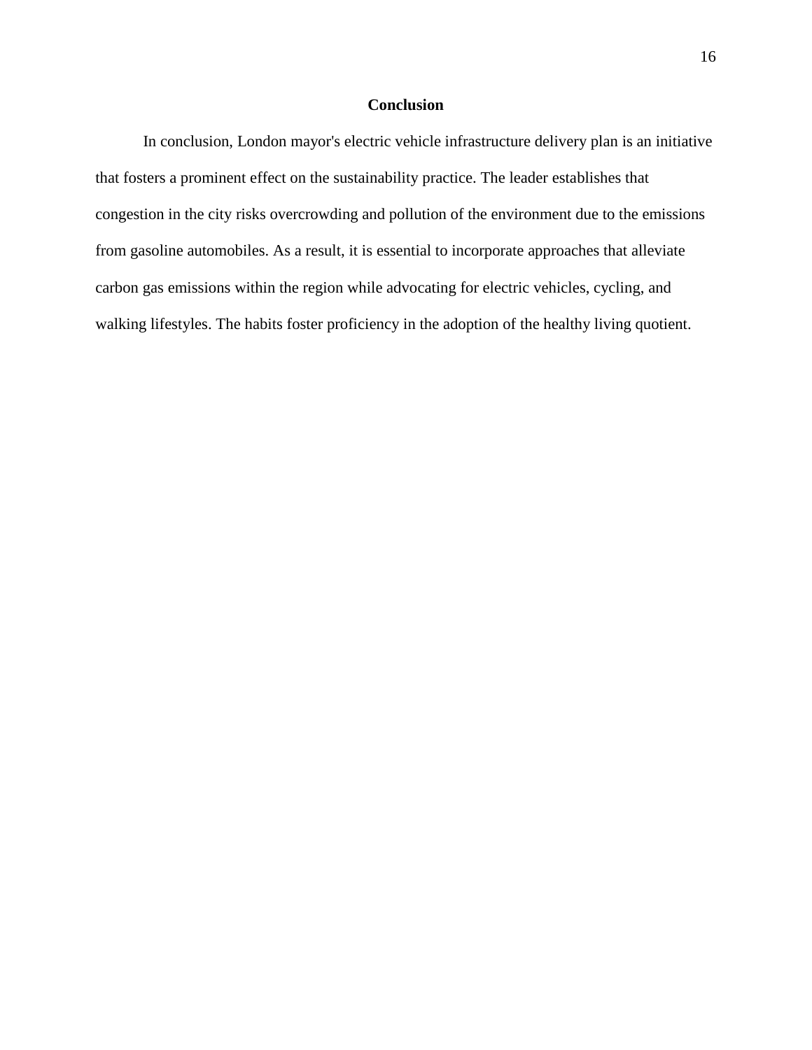## Conclusion

In conclusion, London mayor's electric vehicle infrastructure delivery plan is an initiative that fosters a prominent effect on the sustainability practice. The leader establishes that congestion in the city risks overcrowding and pollution of the environment due to the emissions from gasoline automobiles. As a result, it is essential to incorporate approaches that alleviate carbon gas emissions within the region while advocating for electric vehicles, cycling, and walking lifestyles. The habits foster proficiency in the adoption of the healthy living quotient.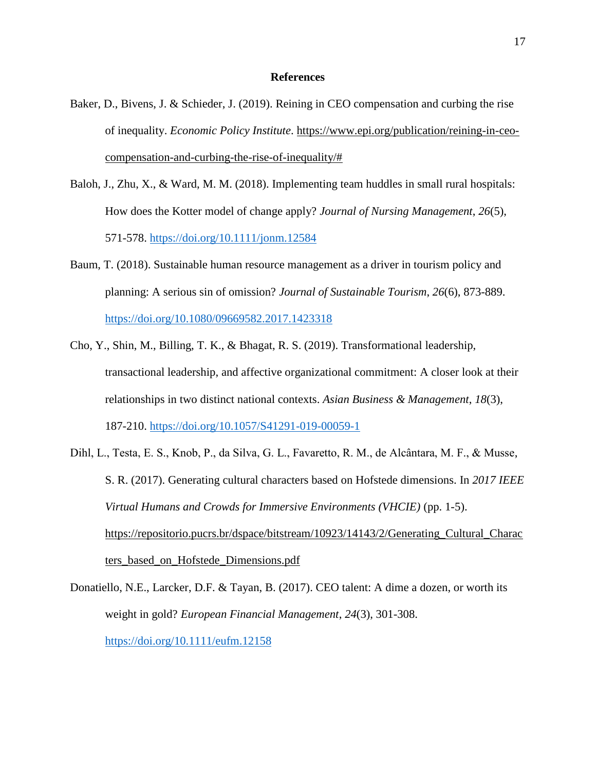# References

Baker, D., Bivens, J. & Schieder, J. (2019). Reining in CEO compensation and curbing the rise of inequality. *Economic Policy Institute*. https://www.epi.org/publication/reining-in-ceo-compensation-and-curbing-the-rise-of-inequality/#

Baloh, J., Zhu, X., & Ward, M. M. (2018). Implementing team huddles in small rural hospitals: How does the Kotter model of change apply? *Journal of Nursing Management*, *26*(5), 571-578. https://doi.org/10.1111/jonm.12584

Baum, T. (2018). Sustainable human resource management as a driver in tourism policy and planning: A serious sin of omission? *Journal of Sustainable Tourism*, *26*(6), 873-889. https://doi.org/10.1080/09669582.2017.1423318

Cho, Y., Shin, M., Billing, T. K., & Bhagat, R. S. (2019). Transformational leadership, transactional leadership, and affective organizational commitment: A closer look at their relationships in two distinct national contexts. *Asian Business & Management*, *18*(3), 187-210. https://doi.org/10.1057/S41291-019-00059-1

Dihl, L., Testa, E. S., Knob, P., da Silva, G. L., Favaretto, R. M., de Alcântara, M. F., & Musse, S. R. (2017). Generating cultural characters based on Hofstede dimensions. In *2017 IEEE Virtual Humans and Crowds for Immersive Environments (VHCIE)* (pp. 1-5). https://repositorio.pucrs.br/dspace/bitstream/10923/14143/2/Generating_Cultural_Characters_based_on_Hofstede_Dimensions.pdf

Donatiello, N.E., Larcker, D.F. & Tayan, B. (2017). CEO talent: A dime a dozen, or worth its weight in gold? *European Financial Management*, *24*(3), 301-308. https://doi.org/10.1111/eufm.12158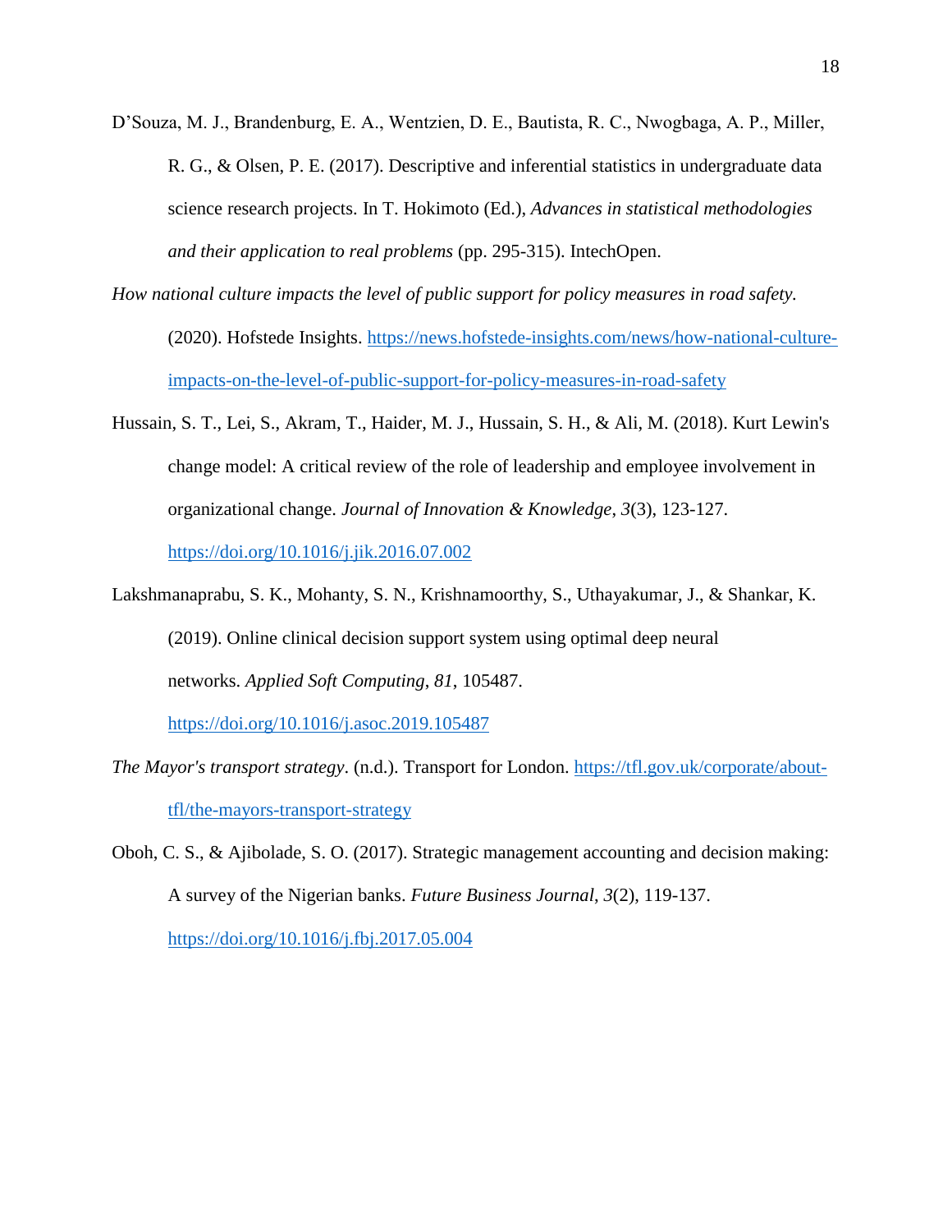D’Souza, M. J., Brandenburg, E. A., Wentzien, D. E., Bautista, R. C., Nwogbaga, A. P., Miller, R. G., & Olsen, P. E. (2017). Descriptive and inferential statistics in undergraduate data science research projects. In T. Hokimoto (Ed.), *Advances in statistical methodologies and their application to real problems* (pp. 295-315). IntechOpen.

*How national culture impacts the level of public support for policy measures in road safety.* (2020). Hofstede Insights. https://news.hofstede-insights.com/news/how-national-culture-impacts-on-the-level-of-public-support-for-policy-measures-in-road-safety

Hussain, S. T., Lei, S., Akram, T., Haider, M. J., Hussain, S. H., & Ali, M. (2018). Kurt Lewin's change model: A critical review of the role of leadership and employee involvement in organizational change. *Journal of Innovation & Knowledge*, *3*(3), 123-127. https://doi.org/10.1016/j.jik.2016.07.002

Lakshmanaprabu, S. K., Mohanty, S. N., Krishnamoorthy, S., Uthayakumar, J., & Shankar, K. (2019). Online clinical decision support system using optimal deep neural networks. *Applied Soft Computing*, *81*, 105487. https://doi.org/10.1016/j.asoc.2019.105487

*The Mayor's transport strategy*. (n.d.). Transport for London. https://tfl.gov.uk/corporate/about-tfl/the-mayors-transport-strategy

Oboh, C. S., & Ajibolade, S. O. (2017). Strategic management accounting and decision making: A survey of the Nigerian banks. *Future Business Journal*, *3*(2), 119-137. https://doi.org/10.1016/j.fbj.2017.05.004